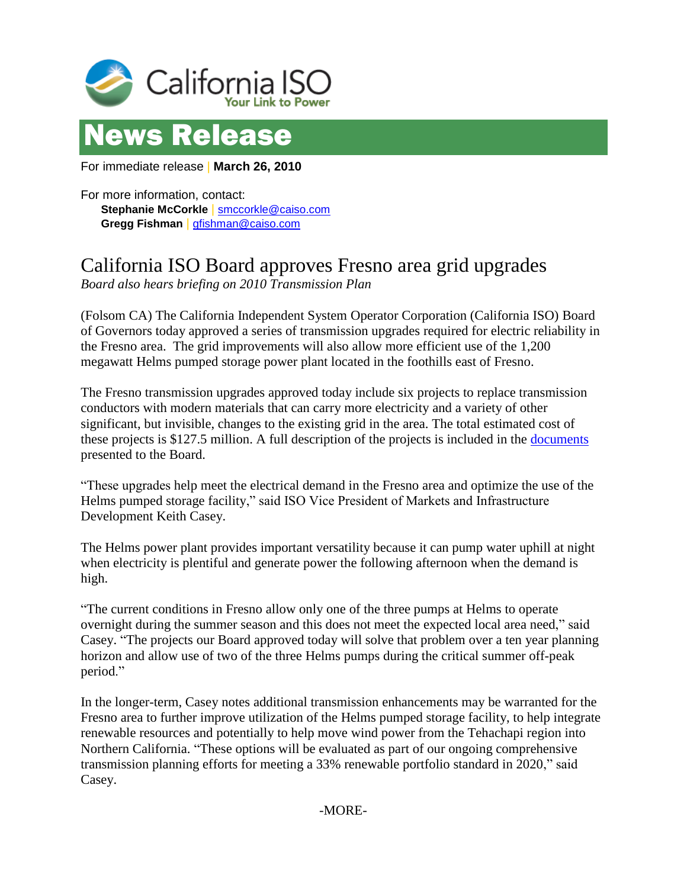California ISO
Your Link to Power

# News Release

For immediate release | **March 26, 2010**

For more information, contact:
**Stephanie McCorkle** | smccorkle@caiso.com
**Gregg Fishman** | gfishman@caiso.com

## California ISO Board approves Fresno area grid upgrades

*Board also hears briefing on 2010 Transmission Plan*

(Folsom CA) The California Independent System Operator Corporation (California ISO) Board of Governors today approved a series of transmission upgrades required for electric reliability in the Fresno area. The grid improvements will also allow more efficient use of the 1,200 megawatt Helms pumped storage power plant located in the foothills east of Fresno.

The Fresno transmission upgrades approved today include six projects to replace transmission conductors with modern materials that can carry more electricity and a variety of other significant, but invisible, changes to the existing grid in the area. The total estimated cost of these projects is $127.5 million. A full description of the projects is included in the documents presented to the Board.

"These upgrades help meet the electrical demand in the Fresno area and optimize the use of the Helms pumped storage facility," said ISO Vice President of Markets and Infrastructure Development Keith Casey.

The Helms power plant provides important versatility because it can pump water uphill at night when electricity is plentiful and generate power the following afternoon when the demand is high.

"The current conditions in Fresno allow only one of the three pumps at Helms to operate overnight during the summer season and this does not meet the expected local area need," said Casey. "The projects our Board approved today will solve that problem over a ten year planning horizon and allow use of two of the three Helms pumps during the critical summer off-peak period."

In the longer-term, Casey notes additional transmission enhancements may be warranted for the Fresno area to further improve utilization of the Helms pumped storage facility, to help integrate renewable resources and potentially to help move wind power from the Tehachapi region into Northern California. "These options will be evaluated as part of our ongoing comprehensive transmission planning efforts for meeting a 33% renewable portfolio standard in 2020," said Casey.

-MORE-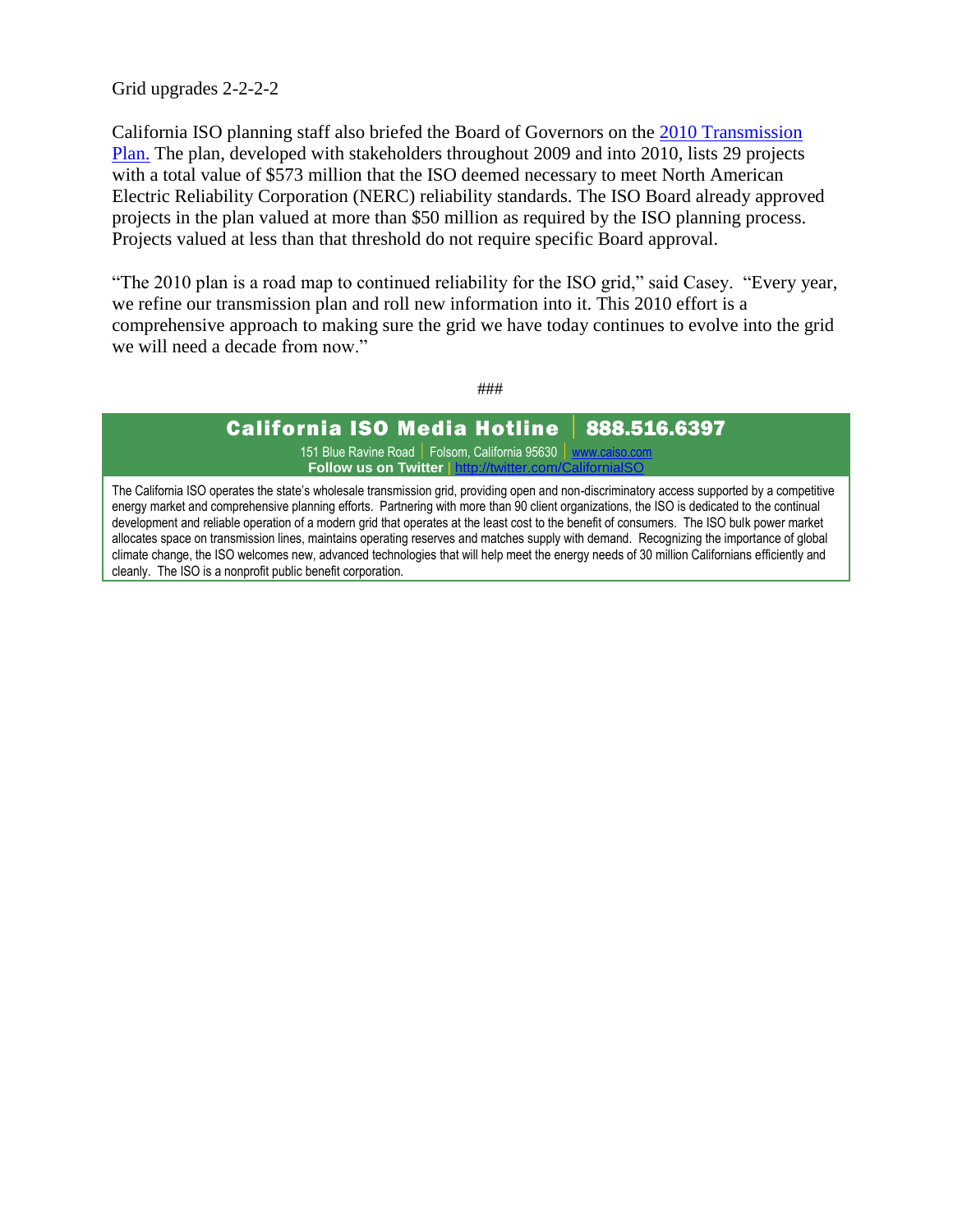Grid upgrades 2-2-2-2

California ISO planning staff also briefed the Board of Governors on the [2010 Transmission Plan.](2010 Transmission Plan.) The plan, developed with stakeholders throughout 2009 and into 2010, lists 29 projects with a total value of $573 million that the ISO deemed necessary to meet North American Electric Reliability Corporation (NERC) reliability standards. The ISO Board already approved projects in the plan valued at more than $50 million as required by the ISO planning process. Projects valued at less than that threshold do not require specific Board approval.

"The 2010 plan is a road map to continued reliability for the ISO grid," said Casey. "Every year, we refine our transmission plan and roll new information into it. This 2010 effort is a comprehensive approach to making sure the grid we have today continues to evolve into the grid we will need a decade from now."

###

**California ISO Media Hotline | 888.516.6397**

151 Blue Ravine Road | Folsom, California 95630 | www.caiso.com
**Follow us on Twitter** | http://twitter.com/CaliforniaISO

The California ISO operates the state's wholesale transmission grid, providing open and non-discriminatory access supported by a competitive energy market and comprehensive planning efforts. Partnering with more than 90 client organizations, the ISO is dedicated to the continual development and reliable operation of a modern grid that operates at the least cost to the benefit of consumers. The ISO bulk power market allocates space on transmission lines, maintains operating reserves and matches supply with demand. Recognizing the importance of global climate change, the ISO welcomes new, advanced technologies that will help meet the energy needs of 30 million Californians efficiently and cleanly. The ISO is a nonprofit public benefit corporation.